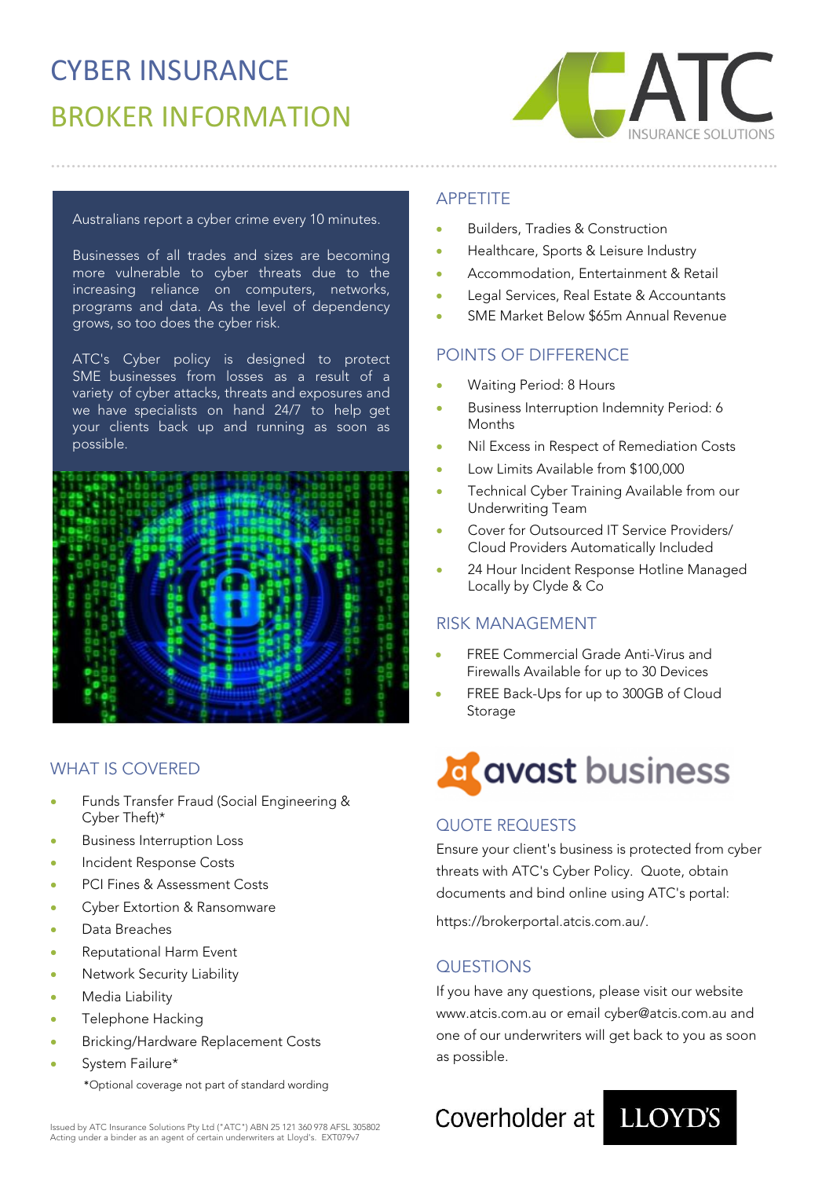# CYBER INSURANCE

# BROKER INFORMATION

ATC INSURANCE SOLUTIONS

Australians report a cyber crime every 10 minutes.

Businesses of all trades and sizes are becoming more vulnerable to cyber threats due to the increasing reliance on computers, networks, programs and data. As the level of dependency grows, so too does the cyber risk.

ATC's Cyber policy is designed to protect SME businesses from losses as a result of a variety of cyber attacks, threats and exposures and we have specialists on hand 24/7 to help get your clients back up and running as soon as possible.

## WHAT IS COVERED

- Funds Transfer Fraud (Social Engineering & Cyber Theft)*
- Business Interruption Loss
- Incident Response Costs
- PCI Fines & Assessment Costs
- Cyber Extortion & Ransomware
- Data Breaches
- Reputational Harm Event
- Network Security Liability
- Media Liability
- Telephone Hacking
- Bricking/Hardware Replacement Costs
- System Failure*

*Optional coverage not part of standard wording

## APPETITE

- Builders, Tradies & Construction
- Healthcare, Sports & Leisure Industry
- Accommodation, Entertainment & Retail
- Legal Services, Real Estate & Accountants
- SME Market Below $65m Annual Revenue

## POINTS OF DIFFERENCE

- Waiting Period: 8 Hours
- Business Interruption Indemnity Period: 6 Months
- Nil Excess in Respect of Remediation Costs
- Low Limits Available from $100,000
- Technical Cyber Training Available from our Underwriting Team
- Cover for Outsourced IT Service Providers/ Cloud Providers Automatically Included
- 24 Hour Incident Response Hotline Managed Locally by Clyde & Co

## RISK MANAGEMENT

- FREE Commercial Grade Anti-Virus and Firewalls Available for up to 30 Devices
- FREE Back-Ups for up to 300GB of Cloud Storage

avast business

## QUOTE REQUESTS

Ensure your client's business is protected from cyber threats with ATC's Cyber Policy. Quote, obtain documents and bind online using ATC's portal:

https://brokerportal.atcis.com.au/.

## QUESTIONS

If you have any questions, please visit our website www.atcis.com.au or email cyber@atcis.com.au and one of our underwriters will get back to you as soon as possible.

Coverholder at LLOYD'S

Issued by ATC Insurance Solutions Pty Ltd ("ATC") ABN 25 121 360 978 AFSL 305802
Acting under a binder as an agent of certain underwriters at Lloyd's. EXT079v7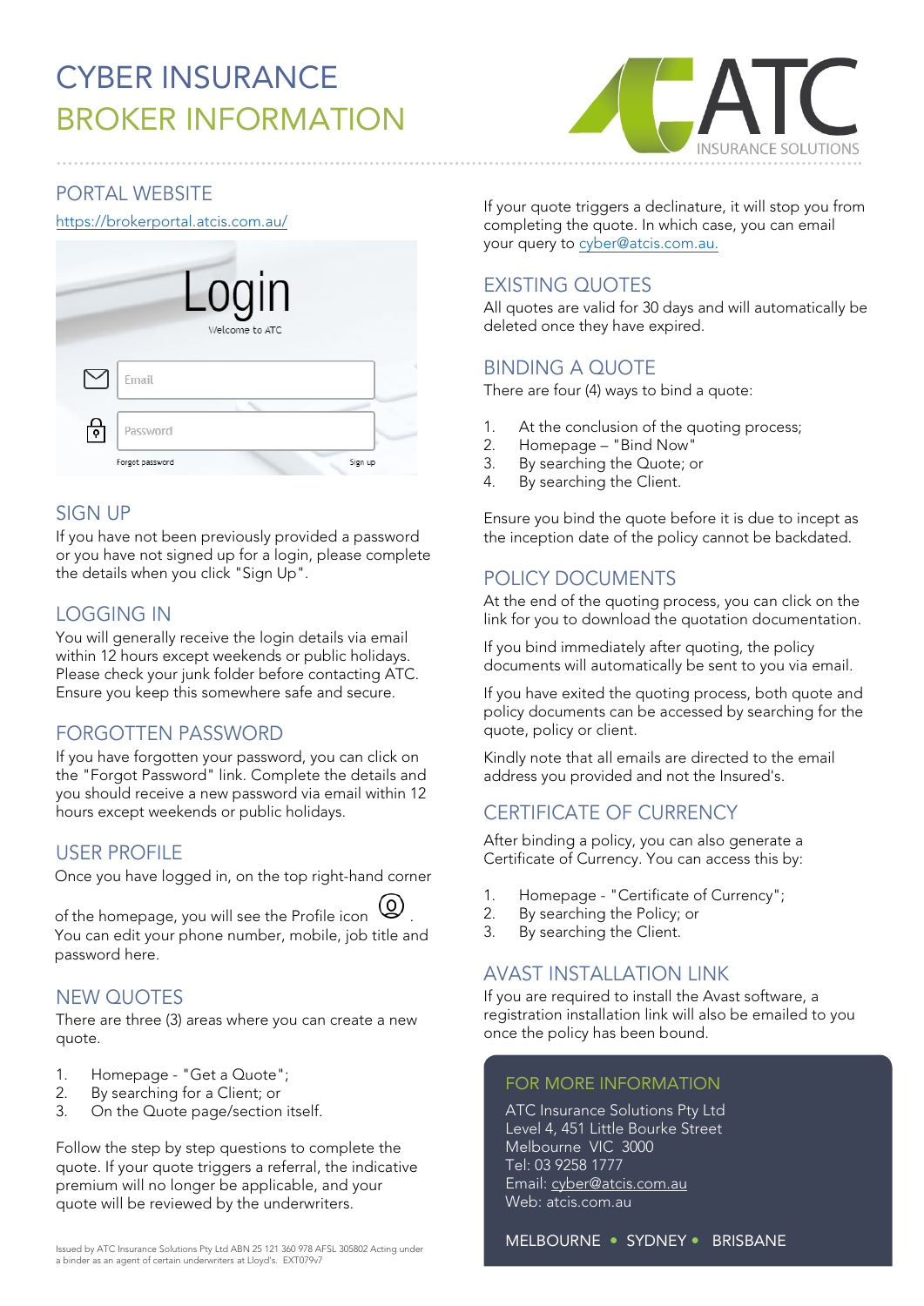# CYBER INSURANCE
# BROKER INFORMATION

## PORTAL WEBSITE

https://brokerportal.atcis.com.au/

Login

Welcome to ATC

Email

Password

Forgot password    Sign up

## SIGN UP

If you have not been previously provided a password or you have not signed up for a login, please complete the details when you click "Sign Up".

## LOGGING IN

You will generally receive the login details via email within 12 hours except weekends or public holidays. Please check your junk folder before contacting ATC. Ensure you keep this somewhere safe and secure.

## FORGOTTEN PASSWORD

If you have forgotten your password, you can click on the "Forgot Password" link. Complete the details and you should receive a new password via email within 12 hours except weekends or public holidays.

## USER PROFILE

Once you have logged in, on the top right-hand corner of the homepage, you will see the Profile icon. You can edit your phone number, mobile, job title and password here.

## NEW QUOTES

There are three (3) areas where you can create a new quote.

1. Homepage - "Get a Quote";
2. By searching for a Client; or
3. On the Quote page/section itself.

Follow the step by step questions to complete the quote. If your quote triggers a referral, the indicative premium will no longer be applicable, and your quote will be reviewed by the underwriters.

If your quote triggers a declinature, it will stop you from completing the quote. In which case, you can email your query to cyber@atcis.com.au.

## EXISTING QUOTES

All quotes are valid for 30 days and will automatically be deleted once they have expired.

## BINDING A QUOTE

There are four (4) ways to bind a quote:

1. At the conclusion of the quoting process;
2. Homepage – "Bind Now"
3. By searching the Quote; or
4. By searching the Client.

Ensure you bind the quote before it is due to incept as the inception date of the policy cannot be backdated.

## POLICY DOCUMENTS

At the end of the quoting process, you can click on the link for you to download the quotation documentation.

If you bind immediately after quoting, the policy documents will automatically be sent to you via email.

If you have exited the quoting process, both quote and policy documents can be accessed by searching for the quote, policy or client.

Kindly note that all emails are directed to the email address you provided and not the Insured's.

## CERTIFICATE OF CURRENCY

After binding a policy, you can also generate a Certificate of Currency. You can access this by:

1. Homepage - "Certificate of Currency";
2. By searching the Policy; or
3. By searching the Client.

## AVAST INSTALLATION LINK

If you are required to install the Avast software, a registration installation link will also be emailed to you once the policy has been bound.

## FOR MORE INFORMATION

ATC Insurance Solutions Pty Ltd
Level 4, 451 Little Bourke Street
Melbourne VIC 3000
Tel: 03 9258 1777
Email: cyber@atcis.com.au
Web: atcis.com.au

MELBOURNE • SYDNEY • BRISBANE

Issued by ATC Insurance Solutions Pty Ltd ABN 25 121 360 978 AFSL 305802 Acting under a binder as an agent of certain underwriters at Lloyd's. EXT079v7